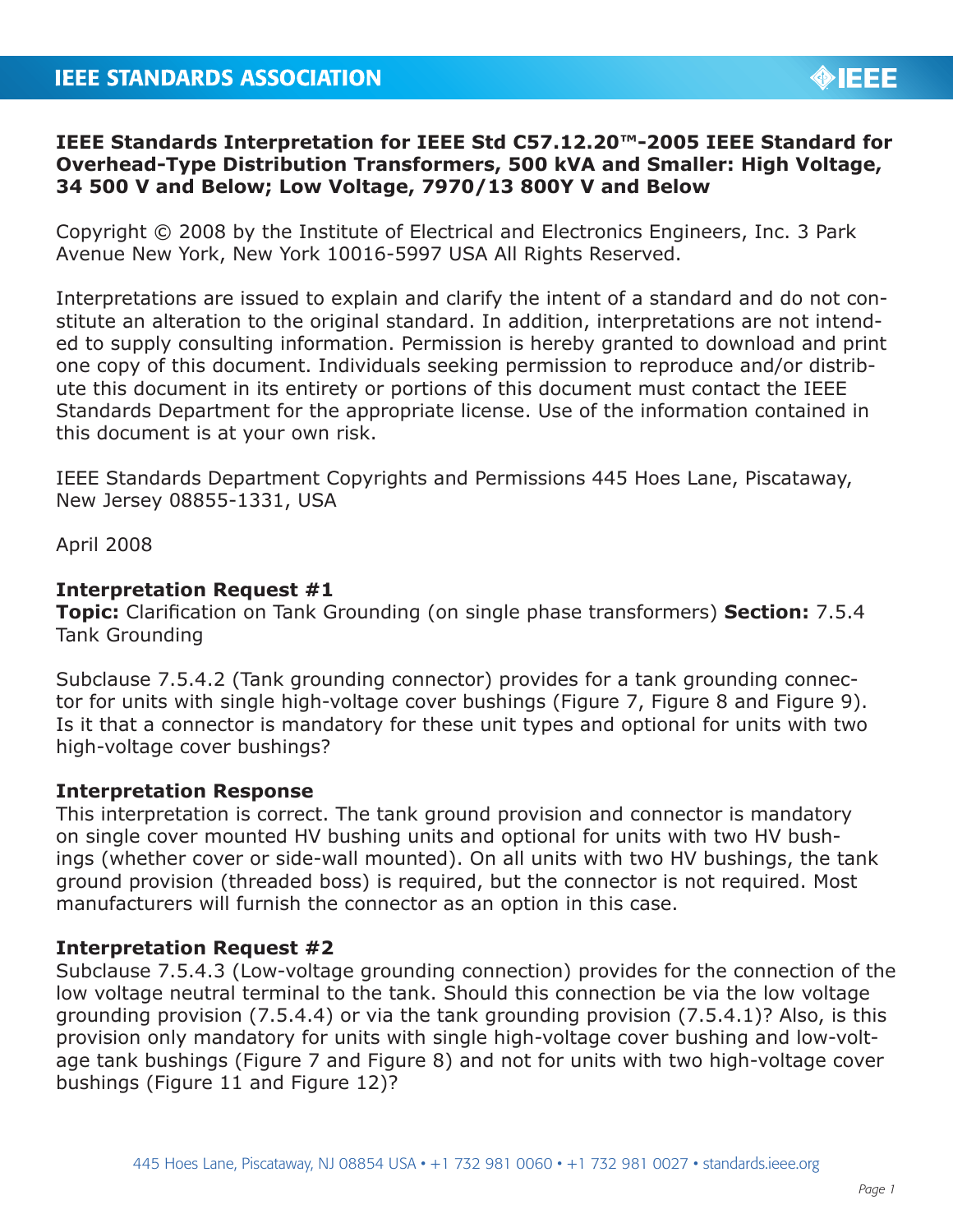**IEEE Standards Interpretation for IEEE Std C57.12.20™-2005 IEEE Standard for Overhead-Type Distribution Transformers, 500 kVA and Smaller: High Voltage, 34 500 V and Below; Low Voltage, 7970/13 800Y V and Below**

Copyright © 2008 by the Institute of Electrical and Electronics Engineers, Inc. 3 Park Avenue New York, New York 10016-5997 USA All Rights Reserved.

Interpretations are issued to explain and clarify the intent of a standard and do not constitute an alteration to the original standard. In addition, interpretations are not intended to supply consulting information. Permission is hereby granted to download and print one copy of this document. Individuals seeking permission to reproduce and/or distribute this document in its entirety or portions of this document must contact the IEEE Standards Department for the appropriate license. Use of the information contained in this document is at your own risk.

IEEE Standards Department Copyrights and Permissions 445 Hoes Lane, Piscataway, New Jersey 08855-1331, USA

April 2008

**Interpretation Request #1**
**Topic:** Clarification on Tank Grounding (on single phase transformers) **Section:** 7.5.4 Tank Grounding

Subclause 7.5.4.2 (Tank grounding connector) provides for a tank grounding connector for units with single high-voltage cover bushings (Figure 7, Figure 8 and Figure 9). Is it that a connector is mandatory for these unit types and optional for units with two high-voltage cover bushings?

**Interpretation Response**
This interpretation is correct. The tank ground provision and connector is mandatory on single cover mounted HV bushing units and optional for units with two HV bushings (whether cover or side-wall mounted). On all units with two HV bushings, the tank ground provision (threaded boss) is required, but the connector is not required. Most manufacturers will furnish the connector as an option in this case.

**Interpretation Request #2**
Subclause 7.5.4.3 (Low-voltage grounding connection) provides for the connection of the low voltage neutral terminal to the tank. Should this connection be via the low voltage grounding provision (7.5.4.4) or via the tank grounding provision (7.5.4.1)? Also, is this provision only mandatory for units with single high-voltage cover bushing and low-voltage tank bushings (Figure 7 and Figure 8) and not for units with two high-voltage cover bushings (Figure 11 and Figure 12)?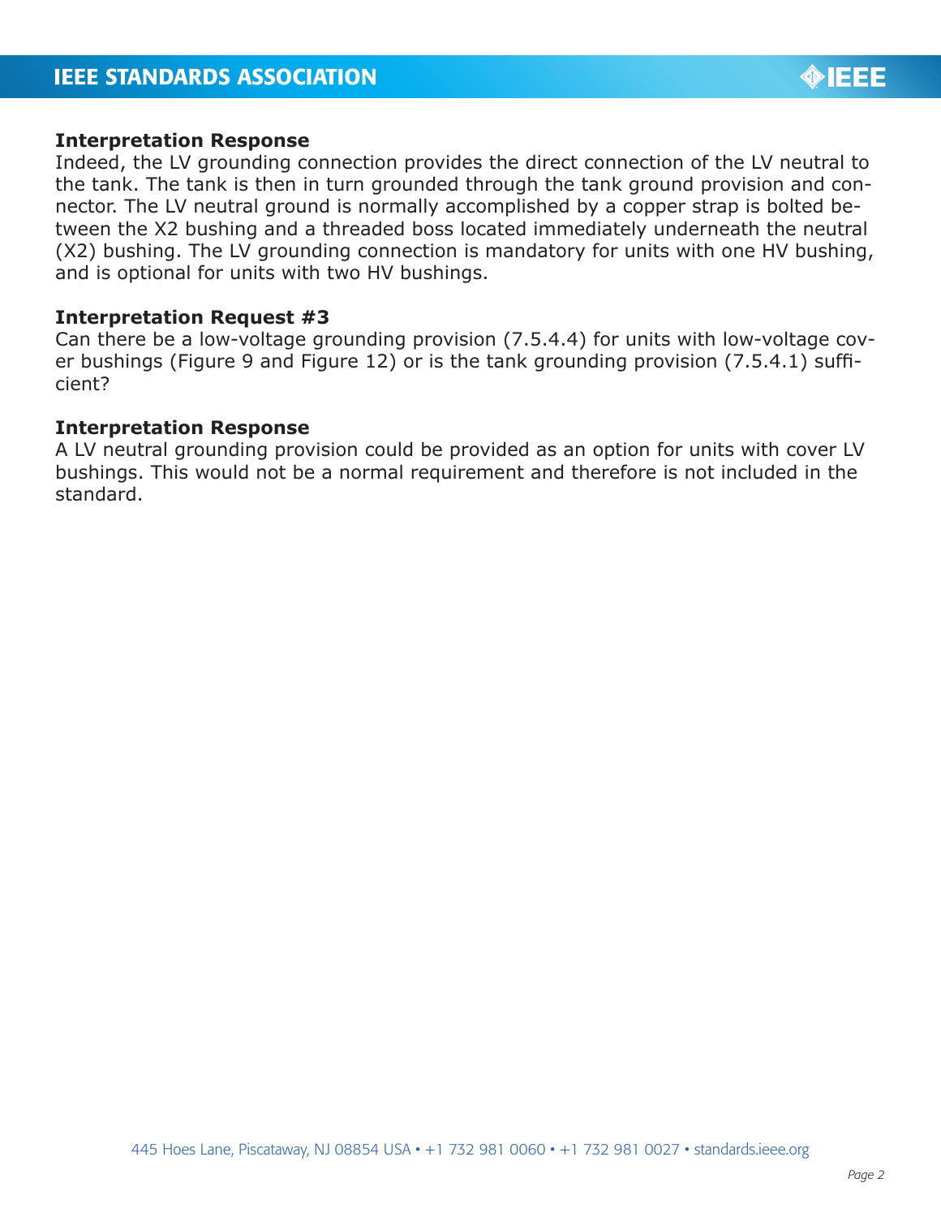**Interpretation Response**

Indeed, the LV grounding connection provides the direct connection of the LV neutral to the tank. The tank is then in turn grounded through the tank ground provision and connector. The LV neutral ground is normally accomplished by a copper strap is bolted between the X2 bushing and a threaded boss located immediately underneath the neutral (X2) bushing. The LV grounding connection is mandatory for units with one HV bushing, and is optional for units with two HV bushings.

**Interpretation Request #3**

Can there be a low-voltage grounding provision (7.5.4.4) for units with low-voltage cover bushings (Figure 9 and Figure 12) or is the tank grounding provision (7.5.4.1) sufficient?

**Interpretation Response**

A LV neutral grounding provision could be provided as an option for units with cover LV bushings. This would not be a normal requirement and therefore is not included in the standard.